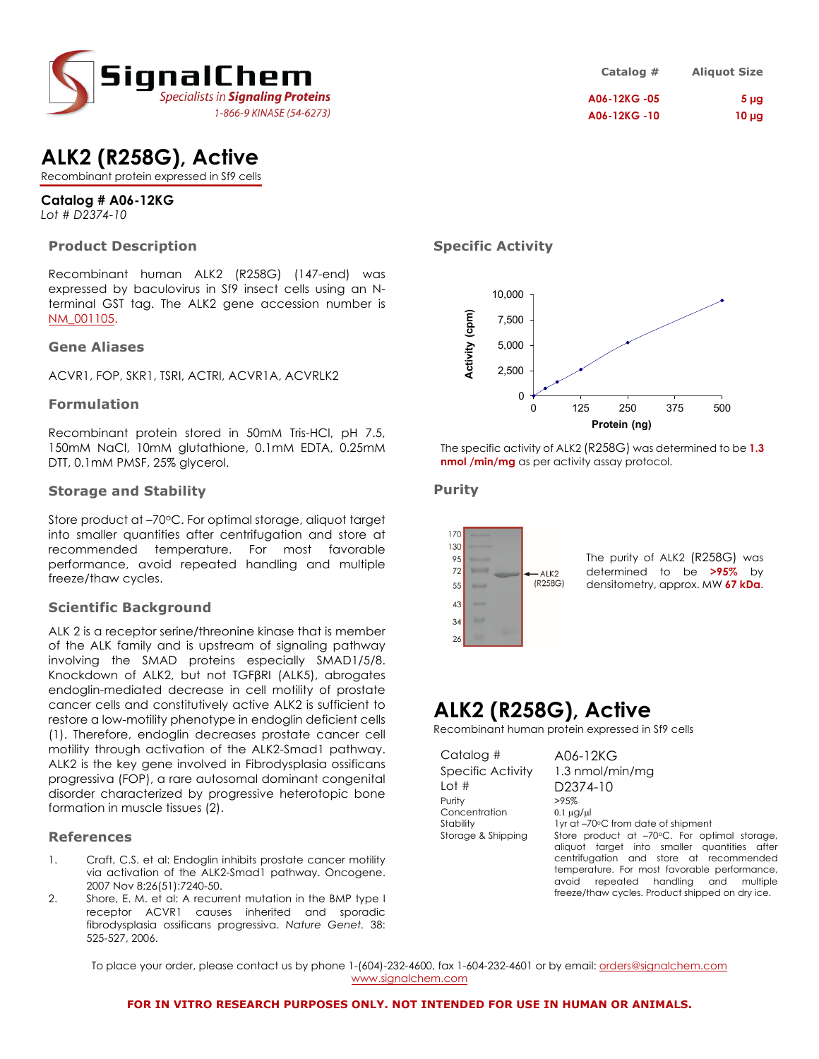SignalChem
Specialists in Signaling Proteins
1-866-9 KINASE (54-6273)

| Catalog # | Aliquot Size |
| --- | --- |
| A06-12KG -05 | 5 µg |
| A06-12KG -10 | 10 µg |

# ALK2 (R258G), Active

Recombinant protein expressed in Sf9 cells

**Catalog # A06-12KG**

*Lot # D2374-10*

## Product Description

Recombinant human ALK2 (R258G) (147-end) was expressed by baculovirus in Sf9 insect cells using an N-terminal GST tag. The ALK2 gene accession number is NM_001105.

## Gene Aliases

ACVR1, FOP, SKR1, TSRI, ACTRI, ACVR1A, ACVRLK2

## Formulation

Recombinant protein stored in 50mM Tris-HCl, pH 7.5, 150mM NaCl, 10mM glutathione, 0.1mM EDTA, 0.25mM DTT, 0.1mM PMSF, 25% glycerol.

## Storage and Stability

Store product at –70°C. For optimal storage, aliquot target into smaller quantities after centrifugation and store at recommended temperature. For most favorable performance, avoid repeated handling and multiple freeze/thaw cycles.

## Scientific Background

ALK 2 is a receptor serine/threonine kinase that is member of the ALK family and is upstream of signaling pathway involving the SMAD proteins especially SMAD1/5/8. Knockdown of ALK2, but not TGFβRI (ALK5), abrogates endoglin-mediated decrease in cell motility of prostate cancer cells and constitutively active ALK2 is sufficient to restore a low-motility phenotype in endoglin deficient cells (1). Therefore, endoglin decreases prostate cancer cell motility through activation of the ALK2-Smad1 pathway. ALK2 is the key gene involved in Fibrodysplasia ossificans progressiva (FOP), a rare autosomal dominant congenital disorder characterized by progressive heterotopic bone formation in muscle tissues (2).

## References

1. Craft, C.S. et al: Endoglin inhibits prostate cancer motility via activation of the ALK2-Smad1 pathway. Oncogene. 2007 Nov 8;26(51):7240-50.
2. Shore, E. M. et al: A recurrent mutation in the BMP type I receptor ACVR1 causes inherited and sporadic fibrodysplasia ossificans progressiva. *Nature Genet.* 38: 525-527, 2006.

## Specific Activity

The specific activity of ALK2 (R258G) was determined to be **1.3 nmol /min/mg** as per activity assay protocol.

## Purity

The purity of ALK2 (R258G) was determined to be **>95%** by densitometry, approx. MW **67 kDa**.

# ALK2 (R258G), Active

Recombinant human protein expressed in Sf9 cells

| | |
| --- | --- |
| Catalog # | A06-12KG |
| Specific Activity | 1.3 nmol/min/mg |
| Lot # | D2374-10 |
| Purity | >95% |
| Concentration | 0.1 µg/µl |
| Stability | 1yr at –70°C from date of shipment |
| Storage & Shipping | Store product at –70°C. For optimal storage, aliquot target into smaller quantities after centrifugation and store at recommended temperature. For most favorable performance, avoid repeated handling and multiple freeze/thaw cycles. Product shipped on dry ice. |

To place your order, please contact us by phone 1-(604)-232-4600, fax 1-604-232-4601 or by email: orders@signalchem.com
www.signalchem.com

**FOR IN VITRO RESEARCH PURPOSES ONLY. NOT INTENDED FOR USE IN HUMAN OR ANIMALS.**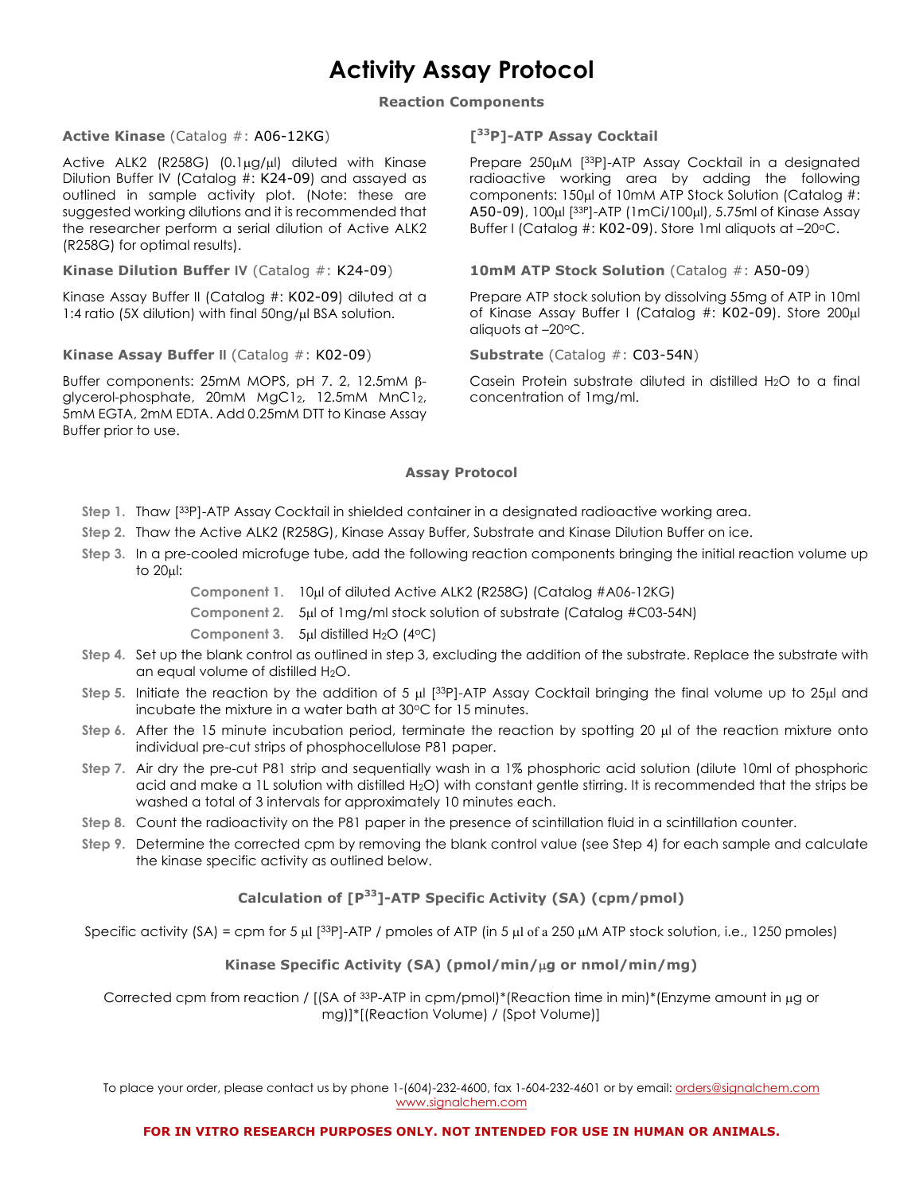# Activity Assay Protocol

### Reaction Components

**Active Kinase** (Catalog #: A06-12KG)

Active ALK2 (R258G) (0.1µg/µl) diluted with Kinase Dilution Buffer IV (Catalog #: K24-09) and assayed as outlined in sample activity plot. (Note: these are suggested working dilutions and it is recommended that the researcher perform a serial dilution of Active ALK2 (R258G) for optimal results).

**Kinase Dilution Buffer IV** (Catalog #: K24-09)

Kinase Assay Buffer II (Catalog #: K02-09) diluted at a 1:4 ratio (5X dilution) with final 50ng/µl BSA solution.

**Kinase Assay Buffer II** (Catalog #: K02-09)

Buffer components: 25mM MOPS, pH 7. 2, 12.5mM β-glycerol-phosphate, 20mM $MgCl_2$, 12.5mM $MnCl_2$, 5mM EGTA, 2mM EDTA. Add 0.25mM DTT to Kinase Assay Buffer prior to use.

**[$^{33}$P]-ATP Assay Cocktail**

Prepare 250µM [$^{33}$P]-ATP Assay Cocktail in a designated radioactive working area by adding the following components: 150µl of 10mM ATP Stock Solution (Catalog #: A50-09), 100µl [$^{33}$P]-ATP (1mCi/100µl), 5.75ml of Kinase Assay Buffer I (Catalog #: K02-09). Store 1ml aliquots at –20°C.

**10mM ATP Stock Solution** (Catalog #: A50-09)

Prepare ATP stock solution by dissolving 55mg of ATP in 10ml of Kinase Assay Buffer I (Catalog #: K02-09). Store 200µl aliquots at –20°C.

**Substrate** (Catalog #: C03-54N)

Casein Protein substrate diluted in distilled $H_2O$ to a final concentration of 1mg/ml.

### Assay Protocol

**Step 1.** Thaw [$^{33}$P]-ATP Assay Cocktail in shielded container in a designated radioactive working area.

**Step 2.** Thaw the Active ALK2 (R258G), Kinase Assay Buffer, Substrate and Kinase Dilution Buffer on ice.

**Step 3.** In a pre-cooled microfuge tube, add the following reaction components bringing the initial reaction volume up to 20µl:

- **Component 1.** 10µl of diluted Active ALK2 (R258G) (Catalog #A06-12KG)
- **Component 2.** 5µl of 1mg/ml stock solution of substrate (Catalog #C03-54N)
- **Component 3.** 5µl distilled $H_2O$ (4°C)

**Step 4.** Set up the blank control as outlined in step 3, excluding the addition of the substrate. Replace the substrate with an equal volume of distilled $H_2O$.

**Step 5.** Initiate the reaction by the addition of 5 µl [$^{33}$P]-ATP Assay Cocktail bringing the final volume up to 25µl and incubate the mixture in a water bath at 30°C for 15 minutes.

**Step 6.** After the 15 minute incubation period, terminate the reaction by spotting 20 µl of the reaction mixture onto individual pre-cut strips of phosphocellulose P81 paper.

**Step 7.** Air dry the pre-cut P81 strip and sequentially wash in a 1% phosphoric acid solution (dilute 10ml of phosphoric acid and make a 1L solution with distilled $H_2O$) with constant gentle stirring. It is recommended that the strips be washed a total of 3 intervals for approximately 10 minutes each.

**Step 8.** Count the radioactivity on the P81 paper in the presence of scintillation fluid in a scintillation counter.

**Step 9.** Determine the corrected cpm by removing the blank control value (see Step 4) for each sample and calculate the kinase specific activity as outlined below.

### Calculation of [P$^{33}$]-ATP Specific Activity (SA) (cpm/pmol)

Specific activity (SA) = cpm for 5 µl [$^{33}$P]-ATP / pmoles of ATP (in 5 µl of a 250 µM ATP stock solution, i.e., 1250 pmoles)

### Kinase Specific Activity (SA) (pmol/min/µg or nmol/min/mg)

Corrected cpm from reaction / [(SA of $^{33}$P-ATP in cpm/pmol)*(Reaction time in min)*(Enzyme amount in µg or mg)]*[(Reaction Volume) / (Spot Volume)]

To place your order, please contact us by phone 1-(604)-232-4600, fax 1-604-232-4601 or by email: orders@signalchem.com
www.signalchem.com

**FOR IN VITRO RESEARCH PURPOSES ONLY. NOT INTENDED FOR USE IN HUMAN OR ANIMALS.**